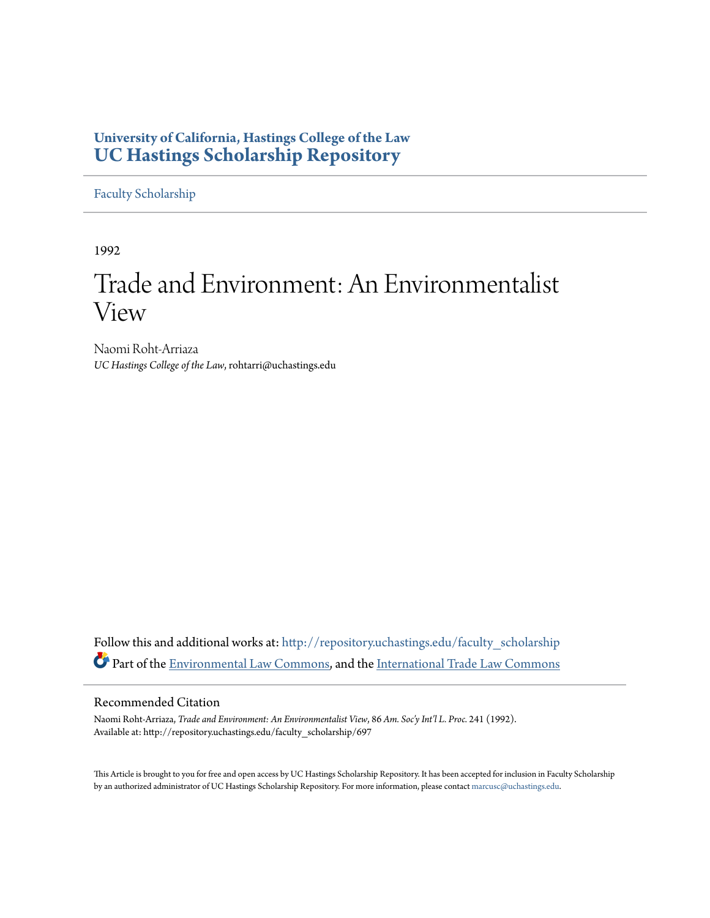**University of California, Hastings College of the Law**
**UC Hastings Scholarship Repository**

Faculty Scholarship

1992

# Trade and Environment: An Environmentalist View

Naomi Roht-Arriaza
*UC Hastings College of the Law*, rohtarri@uchastings.edu

Follow this and additional works at: http://repository.uchastings.edu/faculty_scholarship
Part of the Environmental Law Commons, and the International Trade Law Commons

## Recommended Citation

Naomi Roht-Arriaza, *Trade and Environment: An Environmentalist View*, 86 *Am. Soc'y Int'l L. Proc.* 241 (1992).
Available at: http://repository.uchastings.edu/faculty_scholarship/697

This Article is brought to you for free and open access by UC Hastings Scholarship Repository. It has been accepted for inclusion in Faculty Scholarship by an authorized administrator of UC Hastings Scholarship Repository. For more information, please contact marcusc@uchastings.edu.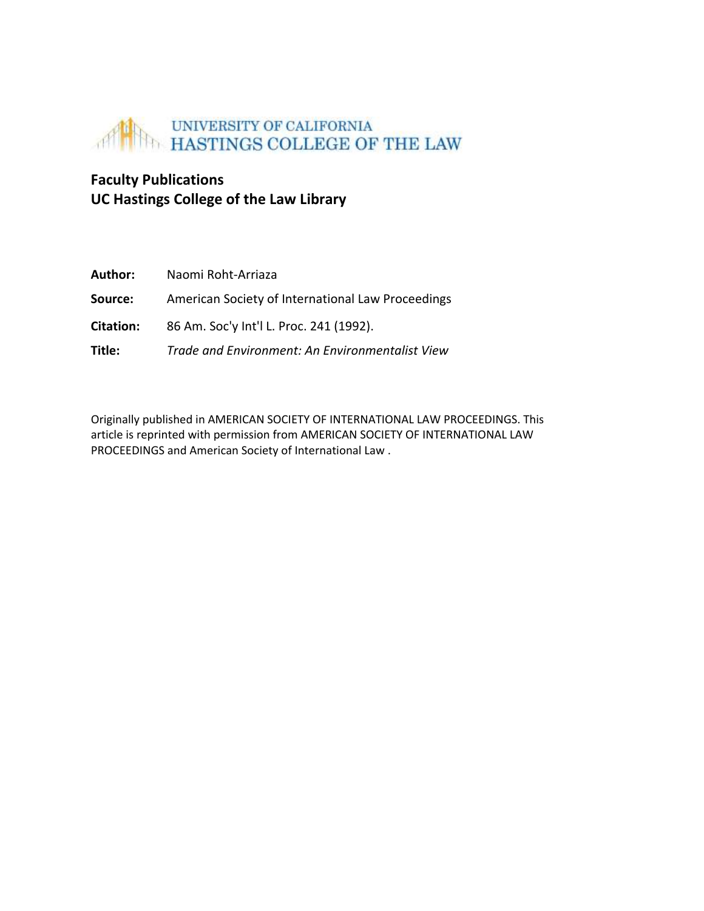UNIVERSITY OF CALIFORNIA
HASTINGS COLLEGE OF THE LAW

**Faculty Publications**
**UC Hastings College of the Law Library**

**Author:** Naomi Roht-Arriaza

**Source:** American Society of International Law Proceedings

**Citation:** 86 Am. Soc'y Int'l L. Proc. 241 (1992).

**Title:** *Trade and Environment: An Environmentalist View*

Originally published in AMERICAN SOCIETY OF INTERNATIONAL LAW PROCEEDINGS. This article is reprinted with permission from AMERICAN SOCIETY OF INTERNATIONAL LAW PROCEEDINGS and American Society of International Law .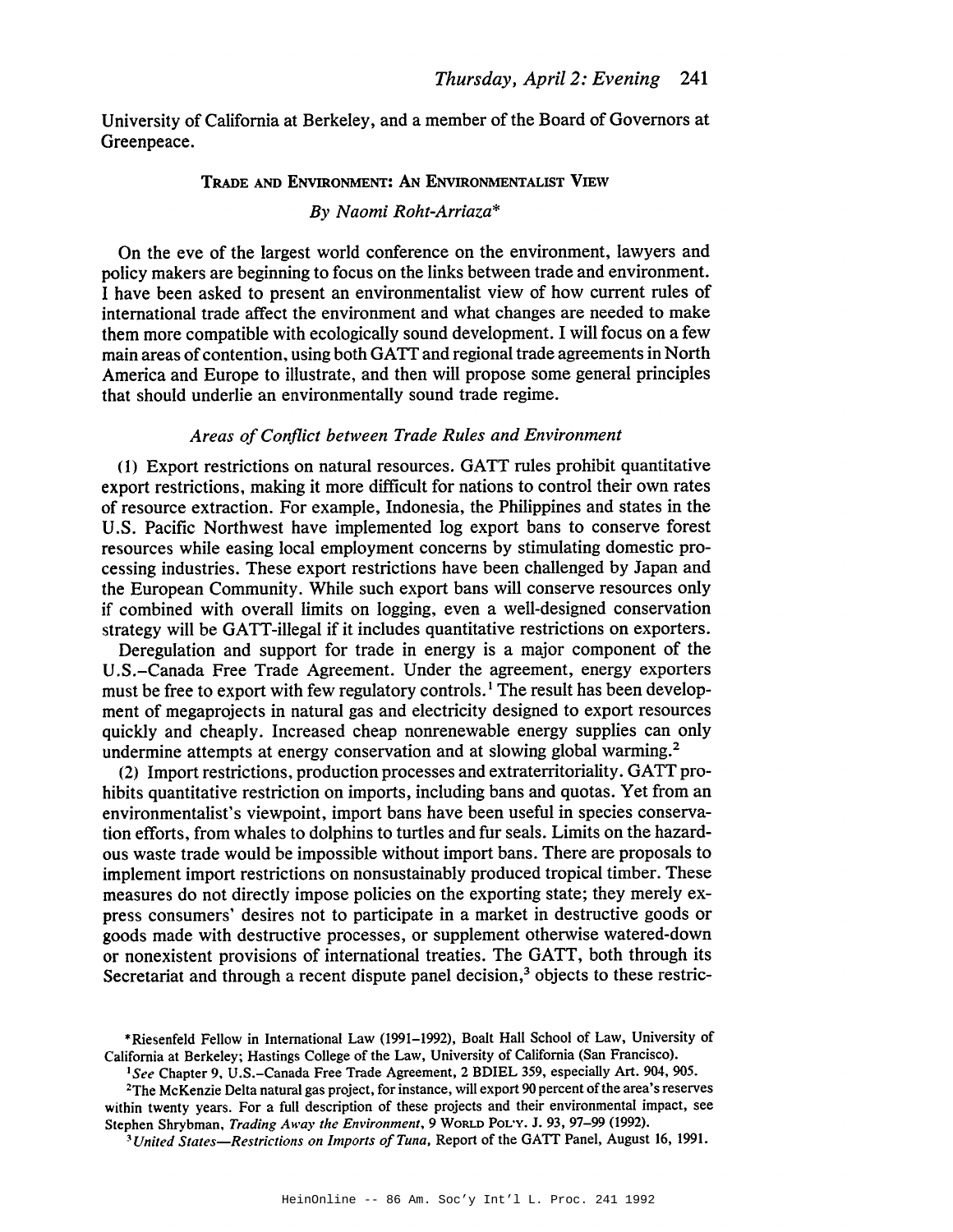University of California at Berkeley, and a member of the Board of Governors at Greenpeace.

## Trade and Environment: An Environmentalist View

*By Naomi Roht-Arriaza**

On the eve of the largest world conference on the environment, lawyers and policy makers are beginning to focus on the links between trade and environment. I have been asked to present an environmentalist view of how current rules of international trade affect the environment and what changes are needed to make them more compatible with ecologically sound development. I will focus on a few main areas of contention, using both GATT and regional trade agreements in North America and Europe to illustrate, and then will propose some general principles that should underlie an environmentally sound trade regime.

### *Areas of Conflict between Trade Rules and Environment*

(1) Export restrictions on natural resources. GATT rules prohibit quantitative export restrictions, making it more difficult for nations to control their own rates of resource extraction. For example, Indonesia, the Philippines and states in the U.S. Pacific Northwest have implemented log export bans to conserve forest resources while easing local employment concerns by stimulating domestic processing industries. These export restrictions have been challenged by Japan and the European Community. While such export bans will conserve resources only if combined with overall limits on logging, even a well-designed conservation strategy will be GATT-illegal if it includes quantitative restrictions on exporters.

Deregulation and support for trade in energy is a major component of the U.S.–Canada Free Trade Agreement. Under the agreement, energy exporters must be free to export with few regulatory controls.[1] The result has been development of megaprojects in natural gas and electricity designed to export resources quickly and cheaply. Increased cheap nonrenewable energy supplies can only undermine attempts at energy conservation and at slowing global warming.[2]

(2) Import restrictions, production processes and extraterritoriality. GATT prohibits quantitative restriction on imports, including bans and quotas. Yet from an environmentalist's viewpoint, import bans have been useful in species conservation efforts, from whales to dolphins to turtles and fur seals. Limits on the hazardous waste trade would be impossible without import bans. There are proposals to implement import restrictions on nonsustainably produced tropical timber. These measures do not directly impose policies on the exporting state; they merely express consumers' desires not to participate in a market in destructive goods or goods made with destructive processes, or supplement otherwise watered-down or nonexistent provisions of international treaties. The GATT, both through its Secretariat and through a recent dispute panel decision,[3] objects to these restric-

---

*Riesenfeld Fellow in International Law (1991–1992), Boalt Hall School of Law, University of California at Berkeley; Hastings College of the Law, University of California (San Francisco).

[1] *See* Chapter 9, U.S.–Canada Free Trade Agreement, 2 BDIEL 359, especially Art. 904, 905.

[2] The McKenzie Delta natural gas project, for instance, will export 90 percent of the area's reserves within twenty years. For a full description of these projects and their environmental impact, see Stephen Shrybman, *Trading Away the Environment*, 9 World Pol'y. J. 93, 97–99 (1992).

[3] *United States—Restrictions on Imports of Tuna*, Report of the GATT Panel, August 16, 1991.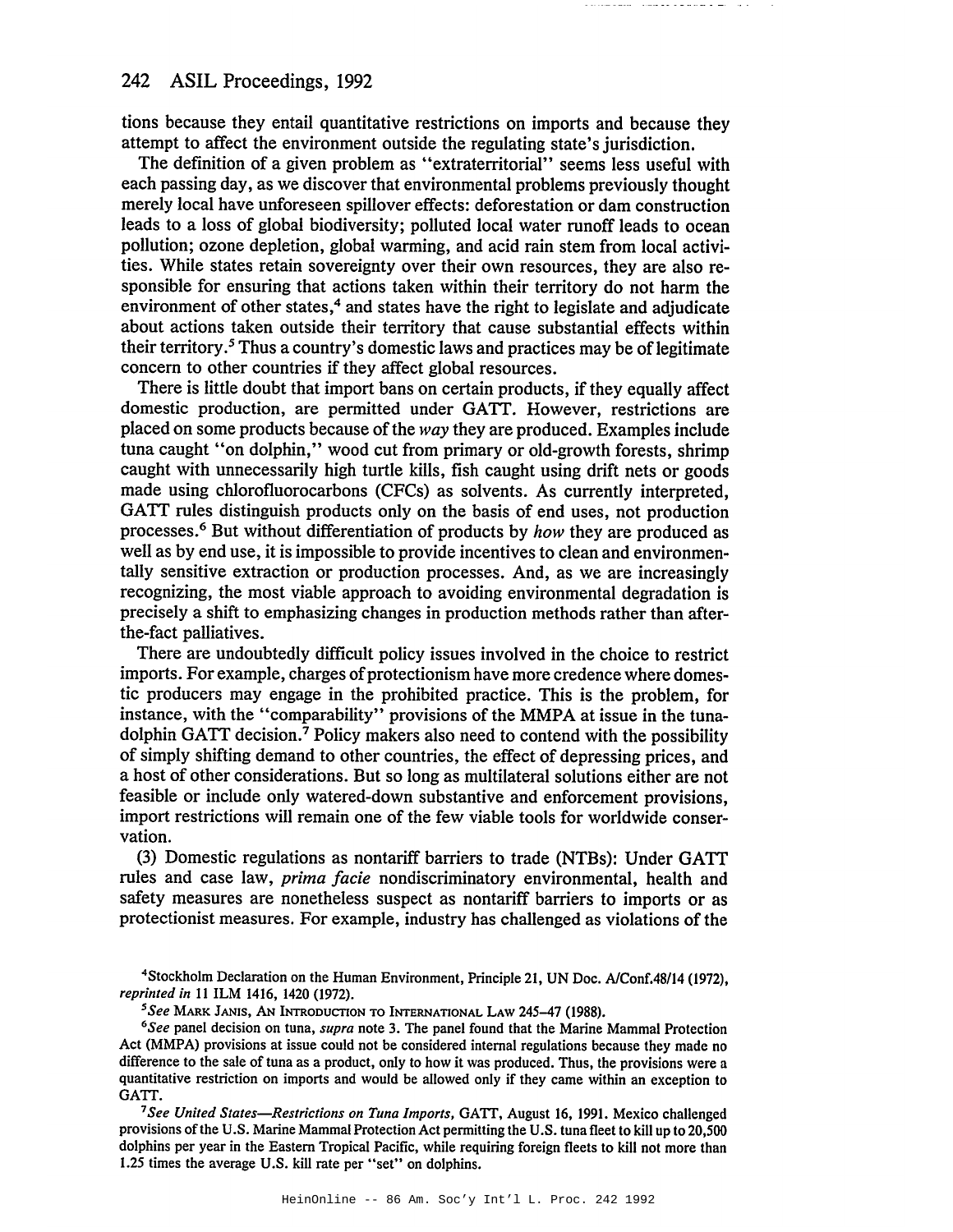tions because they entail quantitative restrictions on imports and because they attempt to affect the environment outside the regulating state's jurisdiction.

The definition of a given problem as "extraterritorial" seems less useful with each passing day, as we discover that environmental problems previously thought merely local have unforeseen spillover effects: deforestation or dam construction leads to a loss of global biodiversity; polluted local water runoff leads to ocean pollution; ozone depletion, global warming, and acid rain stem from local activities. While states retain sovereignty over their own resources, they are also responsible for ensuring that actions taken within their territory do not harm the environment of other states,[4] and states have the right to legislate and adjudicate about actions taken outside their territory that cause substantial effects within their territory.[5] Thus a country's domestic laws and practices may be of legitimate concern to other countries if they affect global resources.

There is little doubt that import bans on certain products, if they equally affect domestic production, are permitted under GATT. However, restrictions are placed on some products because of the *way* they are produced. Examples include tuna caught "on dolphin," wood cut from primary or old-growth forests, shrimp caught with unnecessarily high turtle kills, fish caught using drift nets or goods made using chlorofluorocarbons (CFCs) as solvents. As currently interpreted, GATT rules distinguish products only on the basis of end uses, not production processes.[6] But without differentiation of products by *how* they are produced as well as by end use, it is impossible to provide incentives to clean and environmentally sensitive extraction or production processes. And, as we are increasingly recognizing, the most viable approach to avoiding environmental degradation is precisely a shift to emphasizing changes in production methods rather than after-the-fact palliatives.

There are undoubtedly difficult policy issues involved in the choice to restrict imports. For example, charges of protectionism have more credence where domestic producers may engage in the prohibited practice. This is the problem, for instance, with the "comparability" provisions of the MMPA at issue in the tuna-dolphin GATT decision.[7] Policy makers also need to contend with the possibility of simply shifting demand to other countries, the effect of depressing prices, and a host of other considerations. But so long as multilateral solutions either are not feasible or include only watered-down substantive and enforcement provisions, import restrictions will remain one of the few viable tools for worldwide conservation.

(3) Domestic regulations as nontariff barriers to trade (NTBs): Under GATT rules and case law, *prima facie* nondiscriminatory environmental, health and safety measures are nonetheless suspect as nontariff barriers to imports or as protectionist measures. For example, industry has challenged as violations of the

---

[4] Stockholm Declaration on the Human Environment, Principle 21, UN Doc. A/Conf.48/14 (1972), *reprinted in* 11 ILM 1416, 1420 (1972).

[5] *See* Mark Janis, An Introduction to International Law 245–47 (1988).

[6] *See* panel decision on tuna, *supra* note 3. The panel found that the Marine Mammal Protection Act (MMPA) provisions at issue could not be considered internal regulations because they made no difference to the sale of tuna as a product, only to how it was produced. Thus, the provisions were a quantitative restriction on imports and would be allowed only if they came within an exception to GATT.

[7] *See United States—Restrictions on Tuna Imports*, GATT, August 16, 1991. Mexico challenged provisions of the U.S. Marine Mammal Protection Act permitting the U.S. tuna fleet to kill up to 20,500 dolphins per year in the Eastern Tropical Pacific, while requiring foreign fleets to kill not more than 1.25 times the average U.S. kill rate per "set" on dolphins.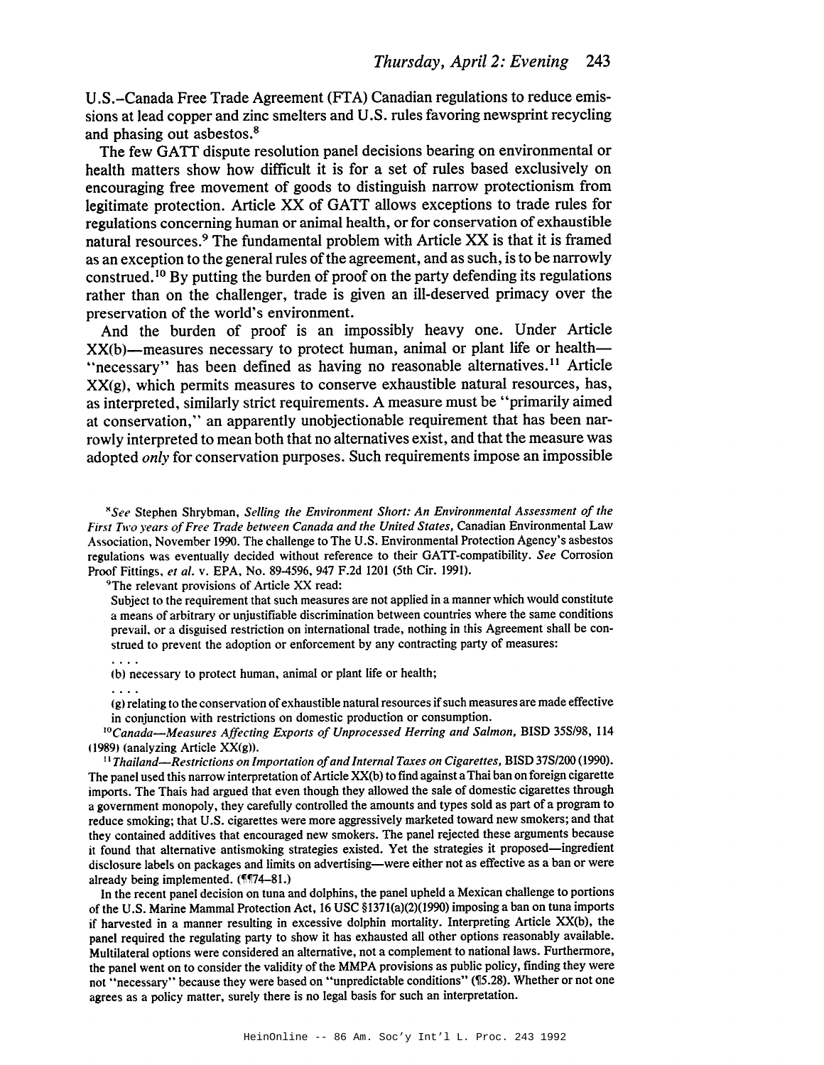U.S.–Canada Free Trade Agreement (FTA) Canadian regulations to reduce emissions at lead copper and zinc smelters and U.S. rules favoring newsprint recycling and phasing out asbestos.[8]

The few GATT dispute resolution panel decisions bearing on environmental or health matters show how difficult it is for a set of rules based exclusively on encouraging free movement of goods to distinguish narrow protectionism from legitimate protection. Article XX of GATT allows exceptions to trade rules for regulations concerning human or animal health, or for conservation of exhaustible natural resources.[9] The fundamental problem with Article XX is that it is framed as an exception to the general rules of the agreement, and as such, is to be narrowly construed.[10] By putting the burden of proof on the party defending its regulations rather than on the challenger, trade is given an ill-deserved primacy over the preservation of the world's environment.

And the burden of proof is an impossibly heavy one. Under Article XX(b)—measures necessary to protect human, animal or plant life or health—"necessary" has been defined as having no reasonable alternatives.[11] Article XX(g), which permits measures to conserve exhaustible natural resources, has, as interpreted, similarly strict requirements. A measure must be "primarily aimed at conservation," an apparently unobjectionable requirement that has been narrowly interpreted to mean both that no alternatives exist, and that the measure was adopted *only* for conservation purposes. Such requirements impose an impossible

---

[8] *See* Stephen Shrybman, *Selling the Environment Short: An Environmental Assessment of the First Two years of Free Trade between Canada and the United States,* Canadian Environmental Law Association, November 1990. The challenge to The U.S. Environmental Protection Agency's asbestos regulations was eventually decided without reference to their GATT-compatibility. *See* Corrosion Proof Fittings, *et al.* v. EPA, No. 89-4596, 947 F.2d 1201 (5th Cir. 1991).

[9] The relevant provisions of Article XX read:

> Subject to the requirement that such measures are not applied in a manner which would constitute a means of arbitrary or unjustifiable discrimination between countries where the same conditions prevail, or a disguised restriction on international trade, nothing in this Agreement shall be construed to prevent the adoption or enforcement by any contracting party of measures:
>
> . . . .
>
> (b) necessary to protect human, animal or plant life or health;
>
> . . . .
>
> (g) relating to the conservation of exhaustible natural resources if such measures are made effective in conjunction with restrictions on domestic production or consumption.

[10] *Canada—Measures Affecting Exports of Unprocessed Herring and Salmon,* BISD 35S/98, 114 (1989) (analyzing Article XX(g)).

[11] *Thailand—Restrictions on Importation of and Internal Taxes on Cigarettes,* BISD 37S/200 (1990). The panel used this narrow interpretation of Article XX(b) to find against a Thai ban on foreign cigarette imports. The Thais had argued that even though they allowed the sale of domestic cigarettes through a government monopoly, they carefully controlled the amounts and types sold as part of a program to reduce smoking; that U.S. cigarettes were more aggressively marketed toward new smokers; and that they contained additives that encouraged new smokers. The panel rejected these arguments because it found that alternative antismoking strategies existed. Yet the strategies it proposed—ingredient disclosure labels on packages and limits on advertising—were either not as effective as a ban or were already being implemented. (¶¶74–81.)

In the recent panel decision on tuna and dolphins, the panel upheld a Mexican challenge to portions of the U.S. Marine Mammal Protection Act, 16 USC §1371(a)(2)(1990) imposing a ban on tuna imports if harvested in a manner resulting in excessive dolphin mortality. Interpreting Article XX(b), the panel required the regulating party to show it has exhausted all other options reasonably available. Multilateral options were considered an alternative, not a complement to national laws. Furthermore, the panel went on to consider the validity of the MMPA provisions as public policy, finding they were not "necessary" because they were based on "unpredictable conditions" (¶5.28). Whether or not one agrees as a policy matter, surely there is no legal basis for such an interpretation.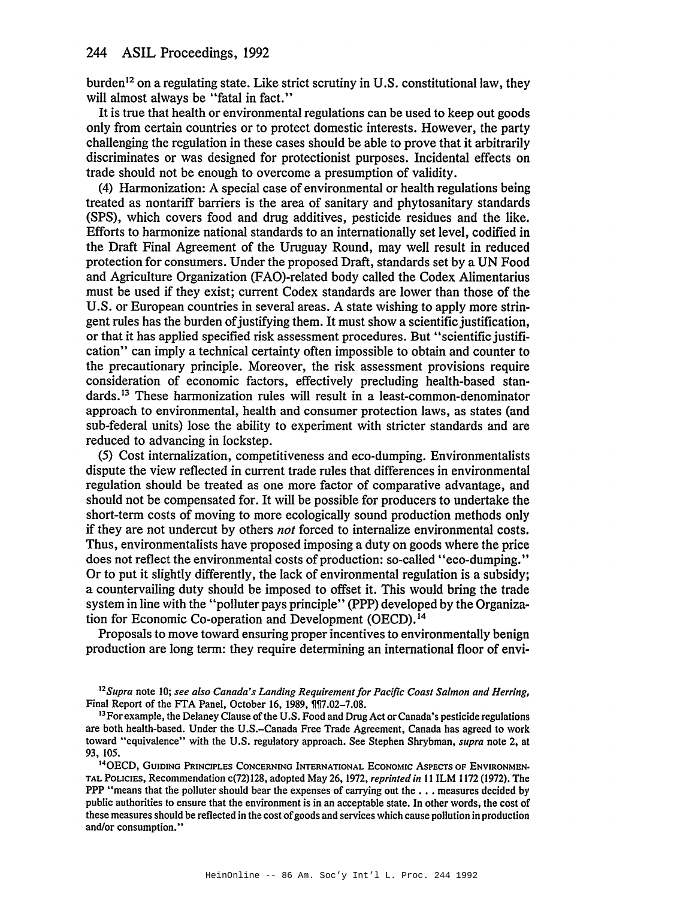burden[12] on a regulating state. Like strict scrutiny in U.S. constitutional law, they will almost always be "fatal in fact."

It is true that health or environmental regulations can be used to keep out goods only from certain countries or to protect domestic interests. However, the party challenging the regulation in these cases should be able to prove that it arbitrarily discriminates or was designed for protectionist purposes. Incidental effects on trade should not be enough to overcome a presumption of validity.

(4) Harmonization: A special case of environmental or health regulations being treated as nontariff barriers is the area of sanitary and phytosanitary standards (SPS), which covers food and drug additives, pesticide residues and the like. Efforts to harmonize national standards to an internationally set level, codified in the Draft Final Agreement of the Uruguay Round, may well result in reduced protection for consumers. Under the proposed Draft, standards set by a UN Food and Agriculture Organization (FAO)-related body called the Codex Alimentarius must be used if they exist; current Codex standards are lower than those of the U.S. or European countries in several areas. A state wishing to apply more stringent rules has the burden of justifying them. It must show a scientific justification, or that it has applied specified risk assessment procedures. But "scientific justification" can imply a technical certainty often impossible to obtain and counter to the precautionary principle. Moreover, the risk assessment provisions require consideration of economic factors, effectively precluding health-based standards.[13] These harmonization rules will result in a least-common-denominator approach to environmental, health and consumer protection laws, as states (and sub-federal units) lose the ability to experiment with stricter standards and are reduced to advancing in lockstep.

(5) Cost internalization, competitiveness and eco-dumping. Environmentalists dispute the view reflected in current trade rules that differences in environmental regulation should be treated as one more factor of comparative advantage, and should not be compensated for. It will be possible for producers to undertake the short-term costs of moving to more ecologically sound production methods only if they are not undercut by others *not* forced to internalize environmental costs. Thus, environmentalists have proposed imposing a duty on goods where the price does not reflect the environmental costs of production: so-called "eco-dumping." Or to put it slightly differently, the lack of environmental regulation is a subsidy; a countervailing duty should be imposed to offset it. This would bring the trade system in line with the "polluter pays principle" (PPP) developed by the Organization for Economic Co-operation and Development (OECD).[14]

Proposals to move toward ensuring proper incentives to environmentally benign production are long term: they require determining an international floor of envi-

---

[12] *Supra* note 10; *see also Canada's Landing Requirement for Pacific Coast Salmon and Herring*, Final Report of the FTA Panel, October 16, 1989, ¶¶7.02–7.08.

[13] For example, the Delaney Clause of the U.S. Food and Drug Act or Canada's pesticide regulations are both health-based. Under the U.S.–Canada Free Trade Agreement, Canada has agreed to work toward "equivalence" with the U.S. regulatory approach. See Stephen Shrybman, *supra* note 2, at 93, 105.

[14] OECD, Guiding Principles Concerning International Economic Aspects of Environmental Policies, Recommendation c(72)128, adopted May 26, 1972, *reprinted in* 11 ILM 1172 (1972). The PPP "means that the polluter should bear the expenses of carrying out the . . . measures decided by public authorities to ensure that the environment is in an acceptable state. In other words, the cost of these measures should be reflected in the cost of goods and services which cause pollution in production and/or consumption."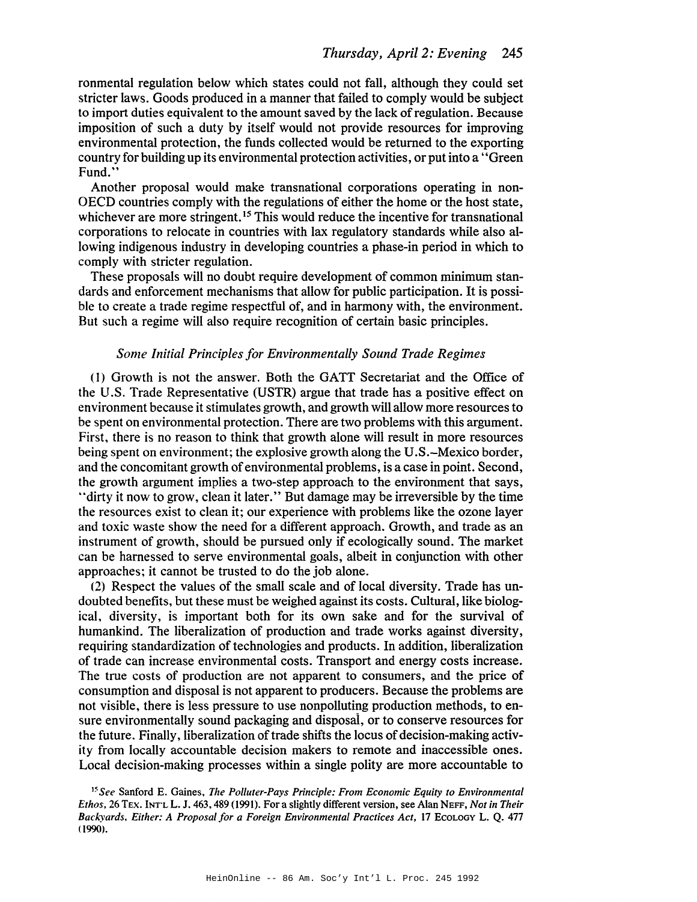ronmental regulation below which states could not fall, although they could set stricter laws. Goods produced in a manner that failed to comply would be subject to import duties equivalent to the amount saved by the lack of regulation. Because imposition of such a duty by itself would not provide resources for improving environmental protection, the funds collected would be returned to the exporting country for building up its environmental protection activities, or put into a "Green Fund."

Another proposal would make transnational corporations operating in non-OECD countries comply with the regulations of either the home or the host state, whichever are more stringent.[15] This would reduce the incentive for transnational corporations to relocate in countries with lax regulatory standards while also allowing indigenous industry in developing countries a phase-in period in which to comply with stricter regulation.

These proposals will no doubt require development of common minimum standards and enforcement mechanisms that allow for public participation. It is possible to create a trade regime respectful of, and in harmony with, the environment. But such a regime will also require recognition of certain basic principles.

### *Some Initial Principles for Environmentally Sound Trade Regimes*

(1) Growth is not the answer. Both the GATT Secretariat and the Office of the U.S. Trade Representative (USTR) argue that trade has a positive effect on environment because it stimulates growth, and growth will allow more resources to be spent on environmental protection. There are two problems with this argument. First, there is no reason to think that growth alone will result in more resources being spent on environment; the explosive growth along the U.S.–Mexico border, and the concomitant growth of environmental problems, is a case in point. Second, the growth argument implies a two-step approach to the environment that says, "dirty it now to grow, clean it later." But damage may be irreversible by the time the resources exist to clean it; our experience with problems like the ozone layer and toxic waste show the need for a different approach. Growth, and trade as an instrument of growth, should be pursued only if ecologically sound. The market can be harnessed to serve environmental goals, albeit in conjunction with other approaches; it cannot be trusted to do the job alone.

(2) Respect the values of the small scale and of local diversity. Trade has undoubted benefits, but these must be weighed against its costs. Cultural, like biological, diversity, is important both for its own sake and for the survival of humankind. The liberalization of production and trade works against diversity, requiring standardization of technologies and products. In addition, liberalization of trade can increase environmental costs. Transport and energy costs increase. The true costs of production are not apparent to consumers, and the price of consumption and disposal is not apparent to producers. Because the problems are not visible, there is less pressure to use nonpolluting production methods, to ensure environmentally sound packaging and disposal, or to conserve resources for the future. Finally, liberalization of trade shifts the locus of decision-making activity from locally accountable decision makers to remote and inaccessible ones. Local decision-making processes within a single polity are more accountable to

[15] *See* Sanford E. Gaines, *The Polluter-Pays Principle: From Economic Equity to Environmental Ethos*, 26 TEX. INT'L L. J. 463, 489 (1991). For a slightly different version, see Alan NEFF, *Not in Their Backyards, Either: A Proposal for a Foreign Environmental Practices Act*, 17 ECOLOGY L. Q. 477 (1990).